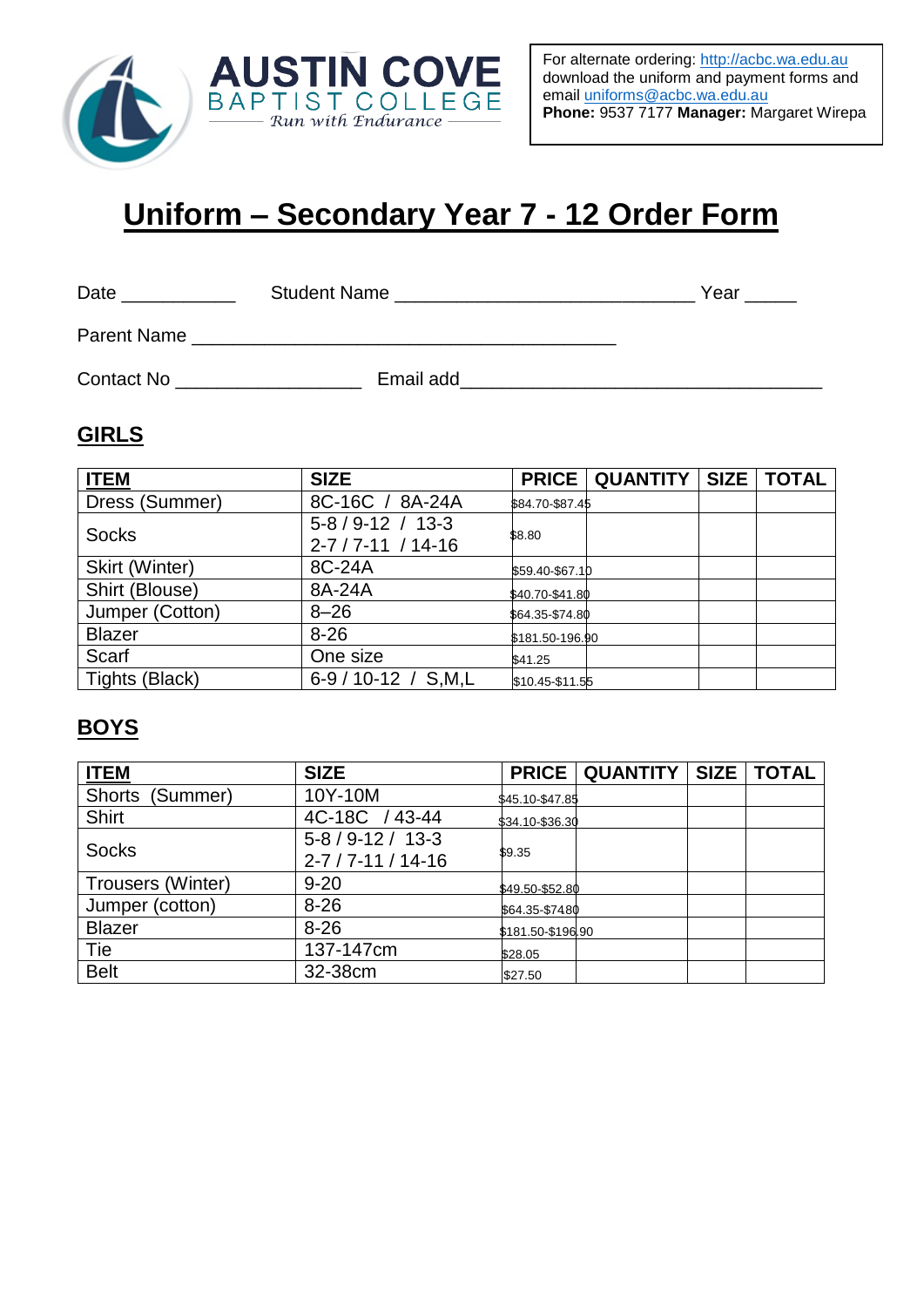AUSTIN COVE BAPTIST COLLEGE

*Run with Endurance*

For alternate ordering: http://acbc.wa.edu.au download the uniform and payment forms and email uniforms@acbc.wa.edu.au
**Phone:** 9537 7177 **Manager:** Margaret Wirepa

# Uniform – Secondary Year 7 - 12 Order Form

Date ___________ Student Name ____________________________ Year _____

Parent Name ________________________________________

Contact No _________________ Email add__________________________________

## GIRLS

| ITEM | SIZE | PRICE | QUANTITY | SIZE | TOTAL |
|---|---|---|---|---|---|
| Dress (Summer) | 8C-16C / 8A-24A | $84.70-$87.45 | | | |
| Socks | 5-8 / 9-12 / 13-3 2-7 / 7-11 / 14-16 | $8.80 | | | |
| Skirt (Winter) | 8C-24A | $59.40-$67.10 | | | |
| Shirt (Blouse) | 8A-24A | $40.70-$41.80 | | | |
| Jumper (Cotton) | 8–26 | $64.35-$74.80 | | | |
| Blazer | 8-26 | $181.50-196.90 | | | |
| Scarf | One size | $41.25 | | | |
| Tights (Black) | 6-9 / 10-12 / S,M,L | $10.45-$11.55 | | | |

## BOYS

| ITEM | SIZE | PRICE | QUANTITY | SIZE | TOTAL |
|---|---|---|---|---|---|
| Shorts (Summer) | 10Y-10M | $45.10-$47.85 | | | |
| Shirt | 4C-18C / 43-44 | $34.10-$36.30 | | | |
| Socks | 5-8 / 9-12 / 13-3 2-7 / 7-11 / 14-16 | $9.35 | | | |
| Trousers (Winter) | 9-20 | $49.50-$52.80 | | | |
| Jumper (cotton) | 8-26 | $64.35-$7480 | | | |
| Blazer | 8-26 | $181.50-$196.90 | | | |
| Tie | 137-147cm | $28.05 | | | |
| Belt | 32-38cm | $27.50 | | | |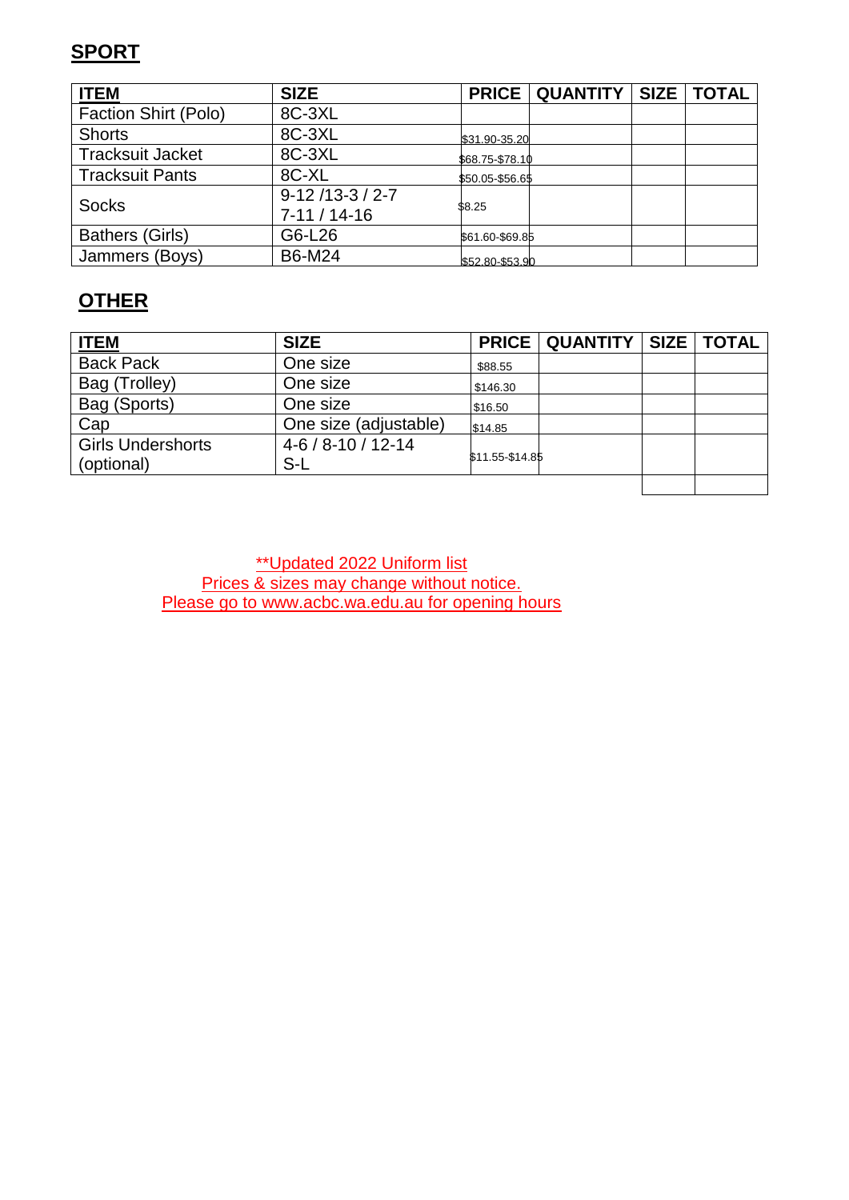## SPORT

| ITEM | SIZE | PRICE | QUANTITY | SIZE | TOTAL |
|---|---|---|---|---|---|
| Faction Shirt (Polo) | 8C-3XL | | | | |
| Shorts | 8C-3XL | $31.90-35.20 | | | |
| Tracksuit Jacket | 8C-3XL | $68.75-$78.10 | | | |
| Tracksuit Pants | 8C-XL | $50.05-$56.65 | | | |
| Socks | 9-12 /13-3 / 2-7<br>7-11 / 14-16 | $8.25 | | | |
| Bathers (Girls) | G6-L26 | $61.60-$69.85 | | | |
| Jammers (Boys) | B6-M24 | $52.80-$53.90 | | | |

## OTHER

| ITEM | SIZE | PRICE | QUANTITY | SIZE | TOTAL |
|---|---|---|---|---|---|
| Back Pack | One size | $88.55 | | | |
| Bag (Trolley) | One size | $146.30 | | | |
| Bag (Sports) | One size | $16.50 | | | |
| Cap | One size (adjustable) | $14.85 | | | |
| Girls Undershorts (optional) | 4-6 / 8-10 / 12-14<br>S-L | $11.55-$14.85 | | | |
| | | | | | |

**Updated 2022 Uniform list
Prices & sizes may change without notice.
Please go to www.acbc.wa.edu.au for opening hours